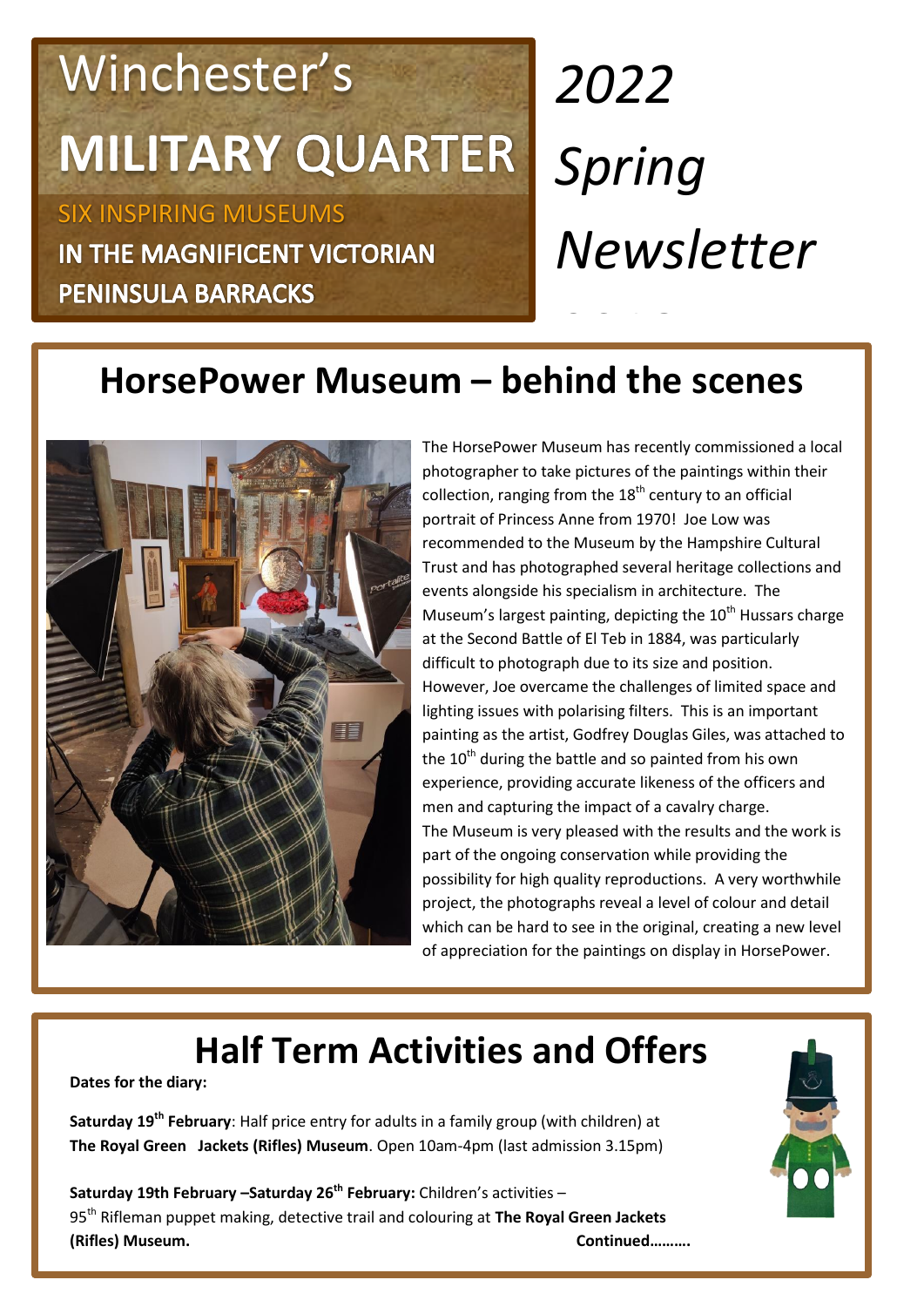# Winchester's MILITARY QUARTER

SIX INSPIRING MUSEUMS

IN THE MAGNIFICENT VICTORIAN PENINSULA BARRACKS

*2022 Spring Newsletter*

## HorsePower Museum – behind the scenes

The HorsePower Museum has recently commissioned a local photographer to take pictures of the paintings within their collection, ranging from the 18th century to an official portrait of Princess Anne from 1970! Joe Low was recommended to the Museum by the Hampshire Cultural Trust and has photographed several heritage collections and events alongside his specialism in architecture. The Museum's largest painting, depicting the 10th Hussars charge at the Second Battle of El Teb in 1884, was particularly difficult to photograph due to its size and position. However, Joe overcame the challenges of limited space and lighting issues with polarising filters. This is an important painting as the artist, Godfrey Douglas Giles, was attached to the 10th during the battle and so painted from his own experience, providing accurate likeness of the officers and men and capturing the impact of a cavalry charge.

The Museum is very pleased with the results and the work is part of the ongoing conservation while providing the possibility for high quality reproductions. A very worthwhile project, the photographs reveal a level of colour and detail which can be hard to see in the original, creating a new level of appreciation for the paintings on display in HorsePower.

## Half Term Activities and Offers

**Dates for the diary:**

**Saturday 19th February**: Half price entry for adults in a family group (with children) at **The Royal Green Jackets (Rifles) Museum**. Open 10am-4pm (last admission 3.15pm)

**Saturday 19th February –Saturday 26th February:** Children's activities – 95th Rifleman puppet making, detective trail and colouring at **The Royal Green Jackets (Rifles) Museum.**

**Continued……….**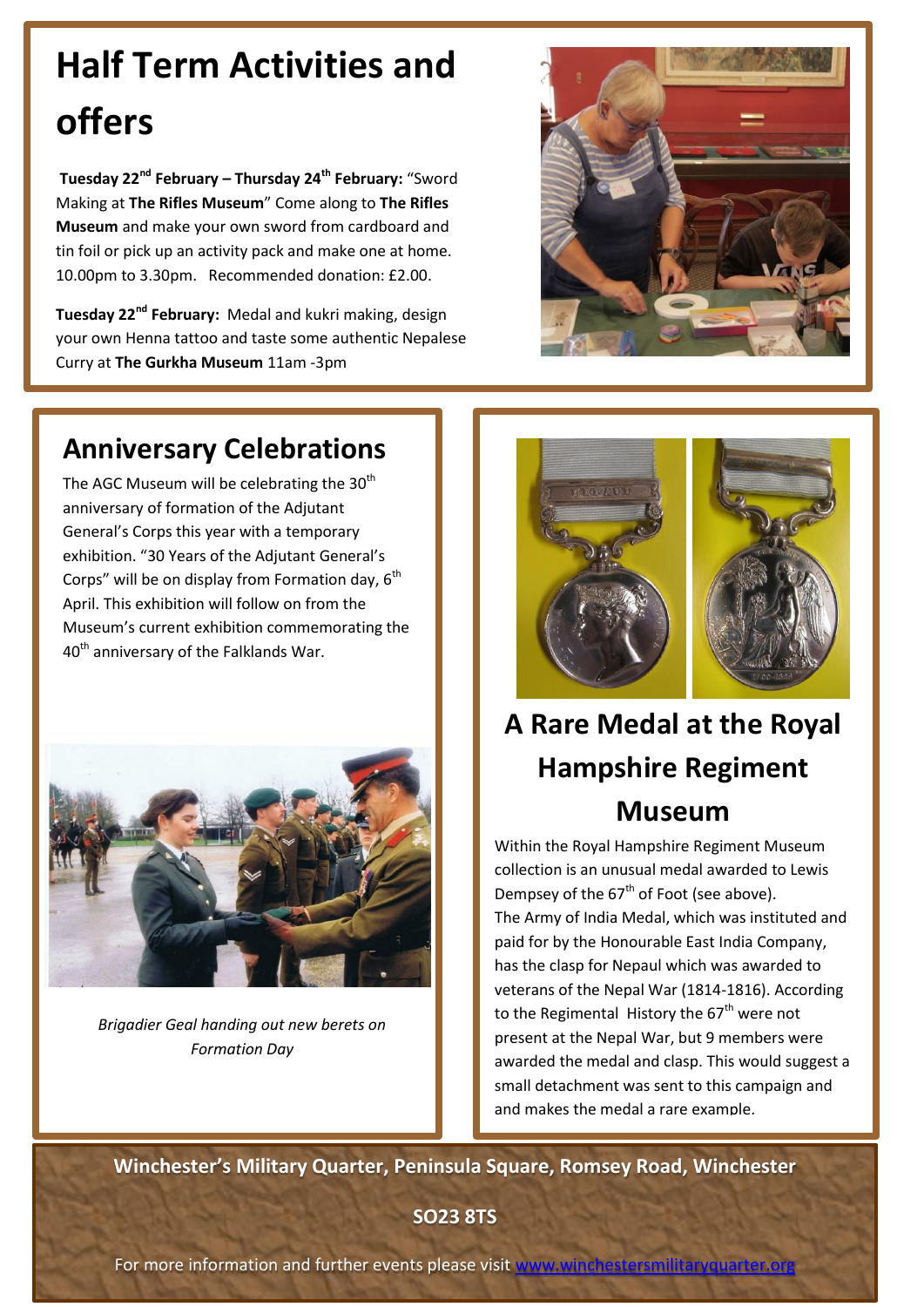# Half Term Activities and offers

**Tuesday 22nd February – Thursday 24th February:** "Sword Making at **The Rifles Museum**" Come along to **The Rifles Museum** and make your own sword from cardboard and tin foil or pick up an activity pack and make one at home. 10.00pm to 3.30pm. Recommended donation: £2.00.

**Tuesday 22nd February:** Medal and kukri making, design your own Henna tattoo and taste some authentic Nepalese Curry at **The Gurkha Museum** 11am -3pm

## Anniversary Celebrations

The AGC Museum will be celebrating the 30th anniversary of formation of the Adjutant General's Corps this year with a temporary exhibition. "30 Years of the Adjutant General's Corps" will be on display from Formation day, 6th April. This exhibition will follow on from the Museum's current exhibition commemorating the 40th anniversary of the Falklands War.

*Brigadier Geal handing out new berets on Formation Day*

## A Rare Medal at the Royal Hampshire Regiment Museum

Within the Royal Hampshire Regiment Museum collection is an unusual medal awarded to Lewis Dempsey of the 67th of Foot (see above).
The Army of India Medal, which was instituted and paid for by the Honourable East India Company, has the clasp for Nepaul which was awarded to veterans of the Nepal War (1814-1816). According to the Regimental History the 67th were not present at the Nepal War, but 9 members were awarded the medal and clasp. This would suggest a small detachment was sent to this campaign and and makes the medal a rare example.

**Winchester's Military Quarter, Peninsula Square, Romsey Road, Winchester**

**SO23 8TS**

For more information and further events please visit www.winchestersmilitaryquarter.org